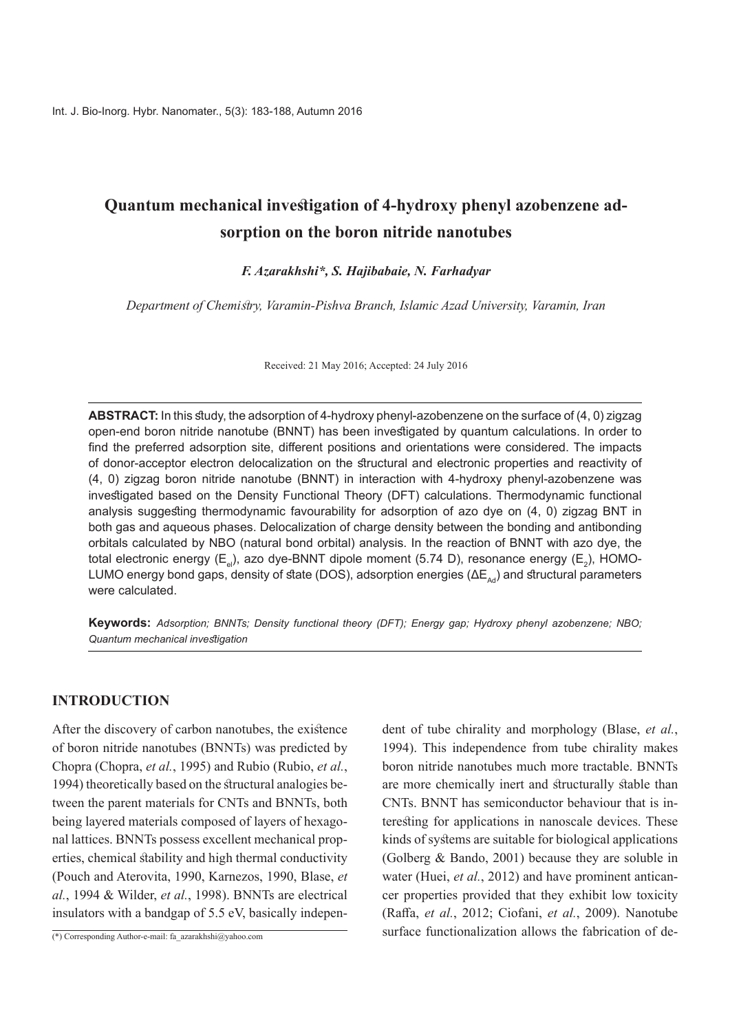# Quantum mechanical investigation of 4-hydroxy phenyl azobenzene adsorption on the boron nitride nanotubes

*F. Azarakhshi\*, S. Hajibabaie, N. Farhadyar*

*Department of Chemistry, Varamin-Pishva Branch, Islamic Azad University, Varamin, Iran*

Received: 21 May 2016; Accepted: 24 July 2016

**ABSTRACT:** In this study, the adsorption of 4-hydroxy phenyl-azobenzene on the surface of (4, 0) zigzag open-end boron nitride nanotube (BNNT) has been investigated by quantum calculations. In order to find the preferred adsorption site, different positions and orientations were considered. The impacts of donor-acceptor electron delocalization on the structural and electronic properties and reactivity of (4, 0) zigzag boron nitride nanotube (BNNT) in interaction with 4-hydroxy phenyl-azobenzene was investigated based on the Density Functional Theory (DFT) calculations. Thermodynamic functional analysis suggesting thermodynamic favourability for adsorption of azo dye on (4, 0) zigzag BNT in both gas and aqueous phases. Delocalization of charge density between the bonding and antibonding orbitals calculated by NBO (natural bond orbital) analysis. In the reaction of BNNT with azo dye, the total electronic energy ($E_{el}$), azo dye-BNNT dipole moment (5.74 D), resonance energy ($E_2$), HOMO-LUMO energy bond gaps, density of state (DOS), adsorption energies ($\Delta E_{Ad}$) and structural parameters were calculated.

**Keywords:** *Adsorption; BNNTs; Density functional theory (DFT); Energy gap; Hydroxy phenyl azobenzene; NBO; Quantum mechanical investigation*

## INTRODUCTION

After the discovery of carbon nanotubes, the existence of boron nitride nanotubes (BNNTs) was predicted by Chopra (Chopra, *et al.*, 1995) and Rubio (Rubio, *et al.*, 1994) theoretically based on the structural analogies between the parent materials for CNTs and BNNTs, both being layered materials composed of layers of hexagonal lattices. BNNTs possess excellent mechanical properties, chemical stability and high thermal conductivity (Pouch and Aterovita, 1990, Karnezos, 1990, Blase, *et al.*, 1994 & Wilder, *et al.*, 1998). BNNTs are electrical insulators with a bandgap of 5.5 eV, basically independent of tube chirality and morphology (Blase, *et al.*, 1994). This independence from tube chirality makes boron nitride nanotubes much more tractable. BNNTs are more chemically inert and structurally stable than CNTs. BNNT has semiconductor behaviour that is interesting for applications in nanoscale devices. These kinds of systems are suitable for biological applications (Golberg & Bando, 2001) because they are soluble in water (Huei, *et al.*, 2012) and have prominent anticancer properties provided that they exhibit low toxicity (Raffa, *et al.*, 2012; Ciofani, *et al.*, 2009). Nanotube surface functionalization allows the fabrication of de-

(\*) Corresponding Author-e-mail: fa_azarakhshi@yahoo.com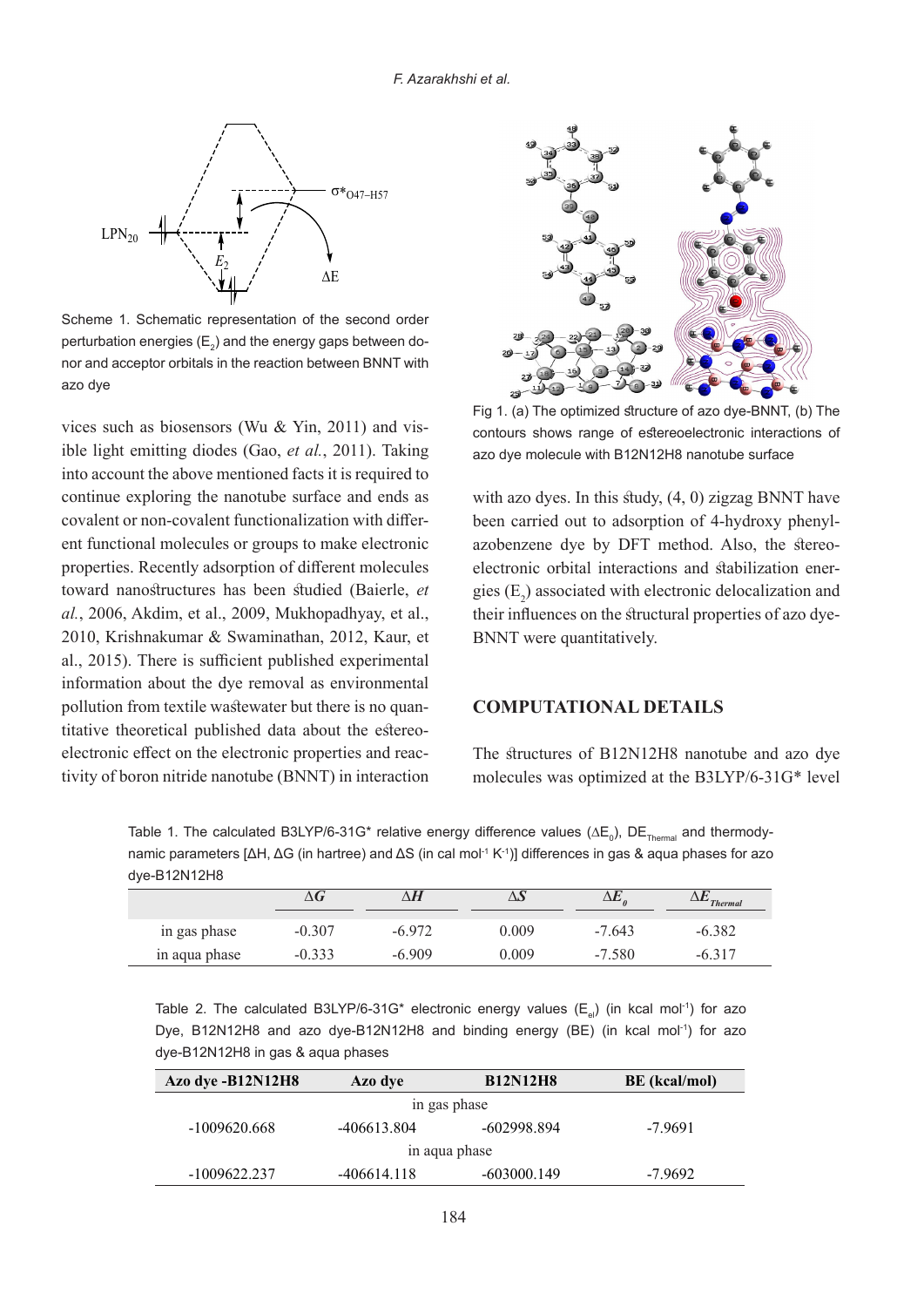Scheme 1. Schematic representation of the second order perturbation energies ($E_2$) and the energy gaps between donor and acceptor orbitals in the reaction between BNNT with azo dye

vices such as biosensors (Wu & Yin, 2011) and visible light emitting diodes (Gao, *et al.*, 2011). Taking into account the above mentioned facts it is required to continue exploring the nanotube surface and ends as covalent or non-covalent functionalization with different functional molecules or groups to make electronic properties. Recently adsorption of different molecules toward nanostructures has been studied (Baierle, *et al.*, 2006, Akdim, et al., 2009, Mukhopadhyay, et al., 2010, Krishnakumar & Swaminathan, 2012, Kaur, et al., 2015). There is sufficient published experimental information about the dye removal as environmental pollution from textile wastewater but there is no quantitative theoretical published data about the estereoelectronic effect on the electronic properties and reactivity of boron nitride nanotube (BNNT) in interaction

Fig 1. (a) The optimized structure of azo dye-BNNT, (b) The contours shows range of estereoelectronic interactions of azo dye molecule with B12N12H8 nanotube surface

with azo dyes. In this study, (4, 0) zigzag BNNT have been carried out to adsorption of 4-hydroxy phenylazobenzene dye by DFT method. Also, the stereoelectronic orbital interactions and stabilization energies ($E_2$) associated with electronic delocalization and their influences on the structural properties of azo dye-BNNT were quantitatively.

## COMPUTATIONAL DETAILS

The structures of B12N12H8 nanotube and azo dye molecules was optimized at the B3LYP/6-31G* level

Table 1. The calculated B3LYP/6-31G* relative energy difference values ($\Delta E_0$), $DE_{Thermal}$ and thermodynamic parameters [ΔH, ΔG (in hartree) and ΔS (in cal mol$^{-1}$ K$^{-1}$)] differences in gas & aqua phases for azo dye-B12N12H8

| | $\Delta G$ | $\Delta H$ | $\Delta S$ | $\Delta E_0$ | $\Delta E_{Thermal}$ |
|---|---|---|---|---|---|
| in gas phase | -0.307 | -6.972 | 0.009 | -7.643 | -6.382 |
| in aqua phase | -0.333 | -6.909 | 0.009 | -7.580 | -6.317 |

Table 2. The calculated B3LYP/6-31G* electronic energy values ($E_{el}$) (in kcal mol$^{-1}$) for azo Dye, B12N12H8 and azo dye-B12N12H8 and binding energy (BE) (in kcal mol$^{-1}$) for azo dye-B12N12H8 in gas & aqua phases

| Azo dye -B12N12H8 | Azo dye | B12N12H8 | BE (kcal/mol) |
|---|---|---|---|
| in gas phase | | | |
| -1009620.668 | -406613.804 | -602998.894 | -7.9691 |
| in aqua phase | | | |
| -1009622.237 | -406614.118 | -603000.149 | -7.9692 |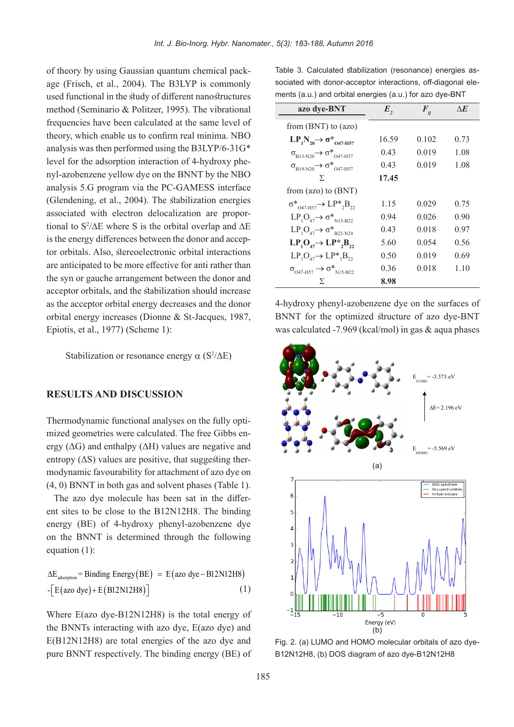of theory by using Gaussian quantum chemical package (Frisch, et al., 2004). The B3LYP is commonly used functional in the study of different nanostructures method (Seminario & Politzer, 1995). The vibrational frequencies have been calculated at the same level of theory, which enable us to confirm real minima. NBO analysis was then performed using the B3LYP/6-31G* level for the adsorption interaction of 4-hydroxy phenyl-azobenzene yellow dye on the BNNT by the NBO analysis 5.G program via the PC-GAMESS interface (Glendening, et al., 2004). The stabilization energies associated with electron delocalization are proportional to $S^2/\Delta E$ where S is the orbital overlap and $\Delta E$ is the energy differences between the donor and acceptor orbitals. Also, stereoelectronic orbital interactions are anticipated to be more effective for anti rather than the syn or gauche arrangement between the donor and acceptor orbitals, and the stabilization should increase as the acceptor orbital energy decreases and the donor orbital energy increases (Dionne & St-Jacques, 1987, Epiotis, et al., 1977) (Scheme 1):

Stabilization or resonance energy $\alpha$ $(S^2/\Delta E)$

## RESULTS AND DISCUSSION

Thermodynamic functional analyses on the fully optimized geometries were calculated. The free Gibbs energy ($\Delta G$) and enthalpy ($\Delta H$) values are negative and entropy ($\Delta S$) values are positive, that suggesting thermodynamic favourability for attachment of azo dye on (4, 0) BNNT in both gas and solvent phases (Table 1).

The azo dye molecule has been sat in the different sites to be close to the B12N12H8. The binding energy (BE) of 4-hydroxy phenyl-azobenzene dye on the BNNT is determined through the following equation (1):

$$\Delta E_{adsorption} = \text{Binding Energy}(BE) = E(\text{azo dye} - B12N12H8) - \left[E(\text{azo dye}) + E(B12N12H8)\right] \quad (1)$$

Where E(azo dye-B12N12H8) is the total energy of the BNNTs interacting with azo dye, E(azo dye) and E(B12N12H8) are total energies of the azo dye and pure BNNT respectively. The binding energy (BE) of 4-hydroxy phenyl-azobenzene dye on the surfaces of BNNT for the optimized structure of azo dye-BNT was calculated -7.969 (kcal/mol) in gas & aqua phases

Table 3. Calculated stabilization (resonance) energies associated with donor-acceptor interactions, off-diagonal elements (a.u.) and orbital energies (a.u.) for azo dye-BNT

| azo dye-BNT | $E_2$ | $F_{ij}$ | $\Delta E$ |
|---|---|---|---|
| from (BNT) to (azo) | | | |
| $\mathbf{LP_1N_{20} \rightarrow \sigma^*_{O47\text{-}H57}}$ | 16.59 | 0.102 | 0.73 |
| $\sigma_{B13\text{-}N20} \rightarrow \sigma^*_{O47\text{-}H57}$ | 0.43 | 0.019 | 1.08 |
| $\sigma_{B19\text{-}N20} \rightarrow \sigma^*_{O47\text{-}H57}$ | 0.43 | 0.019 | 1.08 |
| Σ | **17.45** | | |
| from (azo) to (BNT) | | | |
| $\sigma^*_{O47\text{-}H57} \rightarrow LP^*_2B_{22}$ | 1.15 | 0.029 | 0.75 |
| $LP_1O_{47} \rightarrow \sigma^*_{N15\text{-}B22}$ | 0.94 | 0.026 | 0.90 |
| $LP_1O_{47} \rightarrow \sigma^*_{B22\text{-}N24}$ | 0.43 | 0.018 | 0.97 |
| $\mathbf{LP_1O_{47} \rightarrow LP^*_2B_{22}}$ | 5.60 | 0.054 | 0.56 |
| $LP_1O_{47} \rightarrow LP^*_1B_{22}$ | 0.50 | 0.019 | 0.69 |
| $\sigma_{O47\text{-}H57} \rightarrow \sigma^*_{N15\text{-}B22}$ | 0.36 | 0.018 | 1.10 |
| Σ | **8.98** | | |

Fig. 2. (a) LUMO and HOMO molecular orbitals of azo dye-B12N12H8, (b) DOS diagram of azo dye-B12N12H8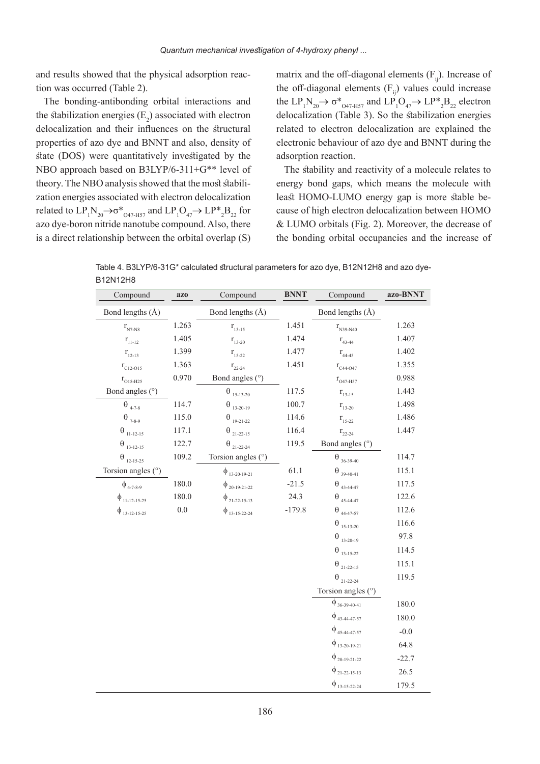and results showed that the physical adsorption reaction was occurred (Table 2).

The bonding-antibonding orbital interactions and the stabilization energies ($E_2$) associated with electron delocalization and their influences on the structural properties of azo dye and BNNT and also, density of state (DOS) were quantitatively investigated by the NBO approach based on B3LYP/6-311+G** level of theory. The NBO analysis showed that the most stabilization energies associated with electron delocalization related to $LP_1N_{20} \rightarrow \sigma^*_{O47\text{-}H57}$ and $LP_1O_{47} \rightarrow LP^*_2B_{22}$ for azo dye-boron nitride nanotube compound. Also, there is a direct relationship between the orbital overlap (S) matrix and the off-diagonal elements ($F_{ij}$). Increase of the off-diagonal elements ($F_{ij}$) values could increase the $LP_1N_{20} \rightarrow \sigma^*_{O47\text{-}H57}$ and $LP_1O_{47} \rightarrow LP^*_2B_{22}$ electron delocalization (Table 3). So the stabilization energies related to electron delocalization are explained the electronic behaviour of azo dye and BNNT during the adsorption reaction.

The stability and reactivity of a molecule relates to energy bond gaps, which means the molecule with least HOMO-LUMO energy gap is more stable because of high electron delocalization between HOMO & LUMO orbitals (Fig. 2). Moreover, the decrease of the bonding orbital occupancies and the increase of

Table 4. B3LYP/6-31G* calculated structural parameters for azo dye, B12N12H8 and azo dye-B12N12H8

| Compound | azo | Compound | BNNT | Compound | azo-BNNT |
|---|---|---|---|---|---|
| Bond lengths (Å) | | Bond lengths (Å) | | Bond lengths (Å) | |
| $r_{N7\text{-}N8}$ | 1.263 | $r_{13\text{-}15}$ | 1.451 | $r_{N39\text{-}N40}$ | 1.263 |
| $r_{11\text{-}12}$ | 1.405 | $r_{13\text{-}20}$ | 1.474 | $r_{43\text{-}44}$ | 1.407 |
| $r_{12\text{-}13}$ | 1.399 | $r_{15\text{-}22}$ | 1.477 | $r_{44\text{-}45}$ | 1.402 |
| $r_{C12\text{-}O15}$ | 1.363 | $r_{22\text{-}24}$ | 1.451 | $r_{C44\text{-}O47}$ | 1.355 |
| $r_{O15\text{-}H25}$ | 0.970 | Bond angles (°) | | $r_{O47\text{-}H57}$ | 0.988 |
| Bond angles (°) | | $\theta_{15\text{-}13\text{-}20}$ | 117.5 | $r_{13\text{-}15}$ | 1.443 |
| $\theta_{4\text{-}7\text{-}8}$ | 114.7 | $\theta_{13\text{-}20\text{-}19}$ | 100.7 | $r_{13\text{-}20}$ | 1.498 |
| $\theta_{7\text{-}8\text{-}9}$ | 115.0 | $\theta_{19\text{-}21\text{-}22}$ | 114.6 | $r_{15\text{-}22}$ | 1.486 |
| $\theta_{11\text{-}12\text{-}15}$ | 117.1 | $\theta_{21\text{-}22\text{-}15}$ | 116.4 | $r_{22\text{-}24}$ | 1.447 |
| $\theta_{13\text{-}12\text{-}15}$ | 122.7 | $\theta_{21\text{-}22\text{-}24}$ | 119.5 | Bond angles (°) | |
| $\theta_{12\text{-}15\text{-}25}$ | 109.2 | Torsion angles (°) | | $\theta_{36\text{-}39\text{-}40}$ | 114.7 |
| Torsion angles (°) | | $\phi_{13\text{-}20\text{-}19\text{-}21}$ | 61.1 | $\theta_{39\text{-}40\text{-}41}$ | 115.1 |
| $\phi_{4\text{-}7\text{-}8\text{-}9}$ | 180.0 | $\phi_{20\text{-}19\text{-}21\text{-}22}$ | -21.5 | $\theta_{43\text{-}44\text{-}47}$ | 117.5 |
| $\phi_{11\text{-}12\text{-}15\text{-}25}$ | 180.0 | $\phi_{21\text{-}22\text{-}15\text{-}13}$ | 24.3 | $\theta_{45\text{-}44\text{-}47}$ | 122.6 |
| $\phi_{13\text{-}12\text{-}15\text{-}25}$ | 0.0 | $\phi_{13\text{-}15\text{-}22\text{-}24}$ | -179.8 | $\theta_{44\text{-}47\text{-}57}$ | 112.6 |
| | | | | $\theta_{15\text{-}13\text{-}20}$ | 116.6 |
| | | | | $\theta_{13\text{-}20\text{-}19}$ | 97.8 |
| | | | | $\theta_{13\text{-}15\text{-}22}$ | 114.5 |
| | | | | $\theta_{21\text{-}22\text{-}15}$ | 115.1 |
| | | | | $\theta_{21\text{-}22\text{-}24}$ | 119.5 |
| | | | | Torsion angles (°) | |
| | | | | $\phi_{36\text{-}39\text{-}40\text{-}41}$ | 180.0 |
| | | | | $\phi_{43\text{-}44\text{-}47\text{-}57}$ | 180.0 |
| | | | | $\phi_{45\text{-}44\text{-}47\text{-}57}$ | -0.0 |
| | | | | $\phi_{13\text{-}20\text{-}19\text{-}21}$ | 64.8 |
| | | | | $\phi_{20\text{-}19\text{-}21\text{-}22}$ | -22.7 |
| | | | | $\phi_{21\text{-}22\text{-}15\text{-}13}$ | 26.5 |
| | | | | $\phi_{13\text{-}15\text{-}22\text{-}24}$ | 179.5 |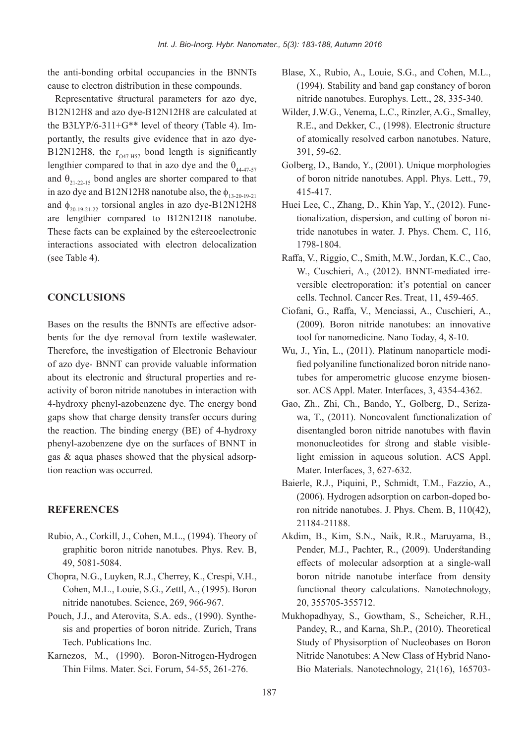the anti-bonding orbital occupancies in the BNNTs cause to electron distribution in these compounds.

Representative structural parameters for azo dye, B12N12H8 and azo dye-B12N12H8 are calculated at the B3LYP/6-311+G** level of theory (Table 4). Importantly, the results give evidence that in azo dye-B12N12H8, the $r_{O47-H57}$ bond length is significantly lengthier compared to that in azo dye and the $\theta_{44-47-57}$ and $\theta_{21-22-15}$ bond angles are shorter compared to that in azo dye and B12N12H8 nanotube also, the $\phi_{13-20-19-21}$ and $\phi_{20-19-21-22}$ torsional angles in azo dye-B12N12H8 are lengthier compared to B12N12H8 nanotube. These facts can be explained by the estereoelectronic interactions associated with electron delocalization (see Table 4).

## CONCLUSIONS

Bases on the results the BNNTs are effective adsorbents for the dye removal from textile wastewater. Therefore, the investigation of Electronic Behaviour of azo dye- BNNT can provide valuable information about its electronic and structural properties and reactivity of boron nitride nanotubes in interaction with 4-hydroxy phenyl-azobenzene dye. The energy bond gaps show that charge density transfer occurs during the reaction. The binding energy (BE) of 4-hydroxy phenyl-azobenzene dye on the surfaces of BNNT in gas & aqua phases showed that the physical adsorption reaction was occurred.

## REFERENCES

Rubio, A., Corkill, J., Cohen, M.L., (1994). Theory of graphitic boron nitride nanotubes. Phys. Rev. B, 49, 5081-5084.

Chopra, N.G., Luyken, R.J., Cherrey, K., Crespi, V.H., Cohen, M.L., Louie, S.G., Zettl, A., (1995). Boron nitride nanotubes. Science, 269, 966-967.

Pouch, J.J., and Aterovita, S.A. eds., (1990). Synthesis and properties of boron nitride. Zurich, Trans Tech. Publications Inc.

Karnezos, M., (1990). Boron-Nitrogen-Hydrogen Thin Films. Mater. Sci. Forum, 54-55, 261-276.

Blase, X., Rubio, A., Louie, S.G., and Cohen, M.L., (1994). Stability and band gap constancy of boron nitride nanotubes. Europhys. Lett., 28, 335-340.

Wilder, J.W.G., Venema, L.C., Rinzler, A.G., Smalley, R.E., and Dekker, C., (1998). Electronic structure of atomically resolved carbon nanotubes. Nature, 391, 59-62.

Golberg, D., Bando, Y., (2001). Unique morphologies of boron nitride nanotubes. Appl. Phys. Lett., 79, 415-417.

Huei Lee, C., Zhang, D., Khin Yap, Y., (2012). Functionalization, dispersion, and cutting of boron nitride nanotubes in water. J. Phys. Chem. C, 116, 1798-1804.

Raffa, V., Riggio, C., Smith, M.W., Jordan, K.C., Cao, W., Cuschieri, A., (2012). BNNT-mediated irreversible electroporation: it's potential on cancer cells. Technol. Cancer Res. Treat, 11, 459-465.

Ciofani, G., Raffa, V., Menciassi, A., Cuschieri, A., (2009). Boron nitride nanotubes: an innovative tool for nanomedicine. Nano Today, 4, 8-10.

Wu, J., Yin, L., (2011). Platinum nanoparticle modified polyaniline functionalized boron nitride nanotubes for amperometric glucose enzyme biosensor. ACS Appl. Mater. Interfaces, 3, 4354-4362.

Gao, Zh., Zhi, Ch., Bando, Y., Golberg, D., Serizawa, T., (2011). Noncovalent functionalization of disentangled boron nitride nanotubes with flavin mononucleotides for strong and stable visible-light emission in aqueous solution. ACS Appl. Mater. Interfaces, 3, 627-632.

Baierle, R.J., Piquini, P., Schmidt, T.M., Fazzio, A., (2006). Hydrogen adsorption on carbon-doped boron nitride nanotubes. J. Phys. Chem. B, 110(42), 21184-21188.

Akdim, B., Kim, S.N., Naik, R.R., Maruyama, B., Pender, M.J., Pachter, R., (2009). Understanding effects of molecular adsorption at a single-wall boron nitride nanotube interface from density functional theory calculations. Nanotechnology, 20, 355705-355712.

Mukhopadhyay, S., Gowtham, S., Scheicher, R.H., Pandey, R., and Karna, Sh.P., (2010). Theoretical Study of Physisorption of Nucleobases on Boron Nitride Nanotubes: A New Class of Hybrid Nano-Bio Materials. Nanotechnology, 21(16), 165703-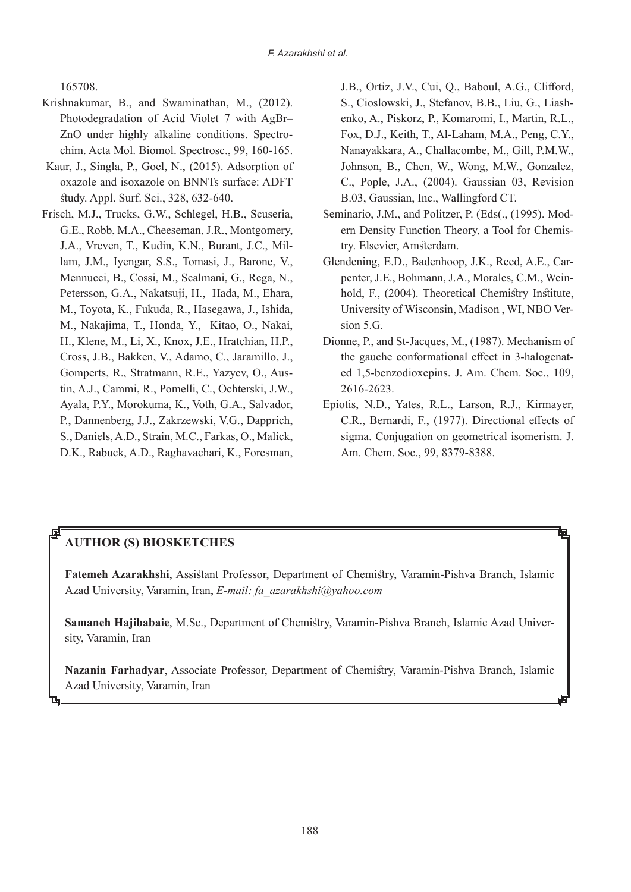165708.

Krishnakumar, B., and Swaminathan, M., (2012). Photodegradation of Acid Violet 7 with AgBr–ZnO under highly alkaline conditions. Spectrochim. Acta Mol. Biomol. Spectrosc., 99, 160-165.

Kaur, J., Singla, P., Goel, N., (2015). Adsorption of oxazole and isoxazole on BNNTs surface: ADFT study. Appl. Surf. Sci., 328, 632-640.

Frisch, M.J., Trucks, G.W., Schlegel, H.B., Scuseria, G.E., Robb, M.A., Cheeseman, J.R., Montgomery, J.A., Vreven, T., Kudin, K.N., Burant, J.C., Millam, J.M., Iyengar, S.S., Tomasi, J., Barone, V., Mennucci, B., Cossi, M., Scalmani, G., Rega, N., Petersson, G.A., Nakatsuji, H., Hada, M., Ehara, M., Toyota, K., Fukuda, R., Hasegawa, J., Ishida, M., Nakajima, T., Honda, Y., Kitao, O., Nakai, H., Klene, M., Li, X., Knox, J.E., Hratchian, H.P., Cross, J.B., Bakken, V., Adamo, C., Jaramillo, J., Gomperts, R., Stratmann, R.E., Yazyev, O., Austin, A.J., Cammi, R., Pomelli, C., Ochterski, J.W., Ayala, P.Y., Morokuma, K., Voth, G.A., Salvador, P., Dannenberg, J.J., Zakrzewski, V.G., Dapprich, S., Daniels, A.D., Strain, M.C., Farkas, O., Malick, D.K., Rabuck, A.D., Raghavachari, K., Foresman, J.B., Ortiz, J.V., Cui, Q., Baboul, A.G., Clifford, S., Cioslowski, J., Stefanov, B.B., Liu, G., Liashenko, A., Piskorz, P., Komaromi, I., Martin, R.L., Fox, D.J., Keith, T., Al-Laham, M.A., Peng, C.Y., Nanayakkara, A., Challacombe, M., Gill, P.M.W., Johnson, B., Chen, W., Wong, M.W., Gonzalez, C., Pople, J.A., (2004). Gaussian 03, Revision B.03, Gaussian, Inc., Wallingford CT.

Seminario, J.M., and Politzer, P. (Eds(., (1995). Modern Density Function Theory, a Tool for Chemistry. Elsevier, Amsterdam.

Glendening, E.D., Badenhoop, J.K., Reed, A.E., Carpenter, J.E., Bohmann, J.A., Morales, C.M., Weinhold, F., (2004). Theoretical Chemistry Institute, University of Wisconsin, Madison , WI, NBO Version 5.G.

Dionne, P., and St-Jacques, M., (1987). Mechanism of the gauche conformational effect in 3-halogenated 1,5-benzodioxepins. J. Am. Chem. Soc., 109, 2616-2623.

Epiotis, N.D., Yates, R.L., Larson, R.J., Kirmayer, C.R., Bernardi, F., (1977). Directional effects of sigma. Conjugation on geometrical isomerism. J. Am. Chem. Soc., 99, 8379-8388.

## AUTHOR (S) BIOSKETCHES

**Fatemeh Azarakhshi**, Assistant Professor, Department of Chemistry, Varamin-Pishva Branch, Islamic Azad University, Varamin, Iran, *E-mail: fa_azarakhshi@yahoo.com*

**Samaneh Hajibabaie**, M.Sc., Department of Chemistry, Varamin-Pishva Branch, Islamic Azad University, Varamin, Iran

**Nazanin Farhadyar**, Associate Professor, Department of Chemistry, Varamin-Pishva Branch, Islamic Azad University, Varamin, Iran